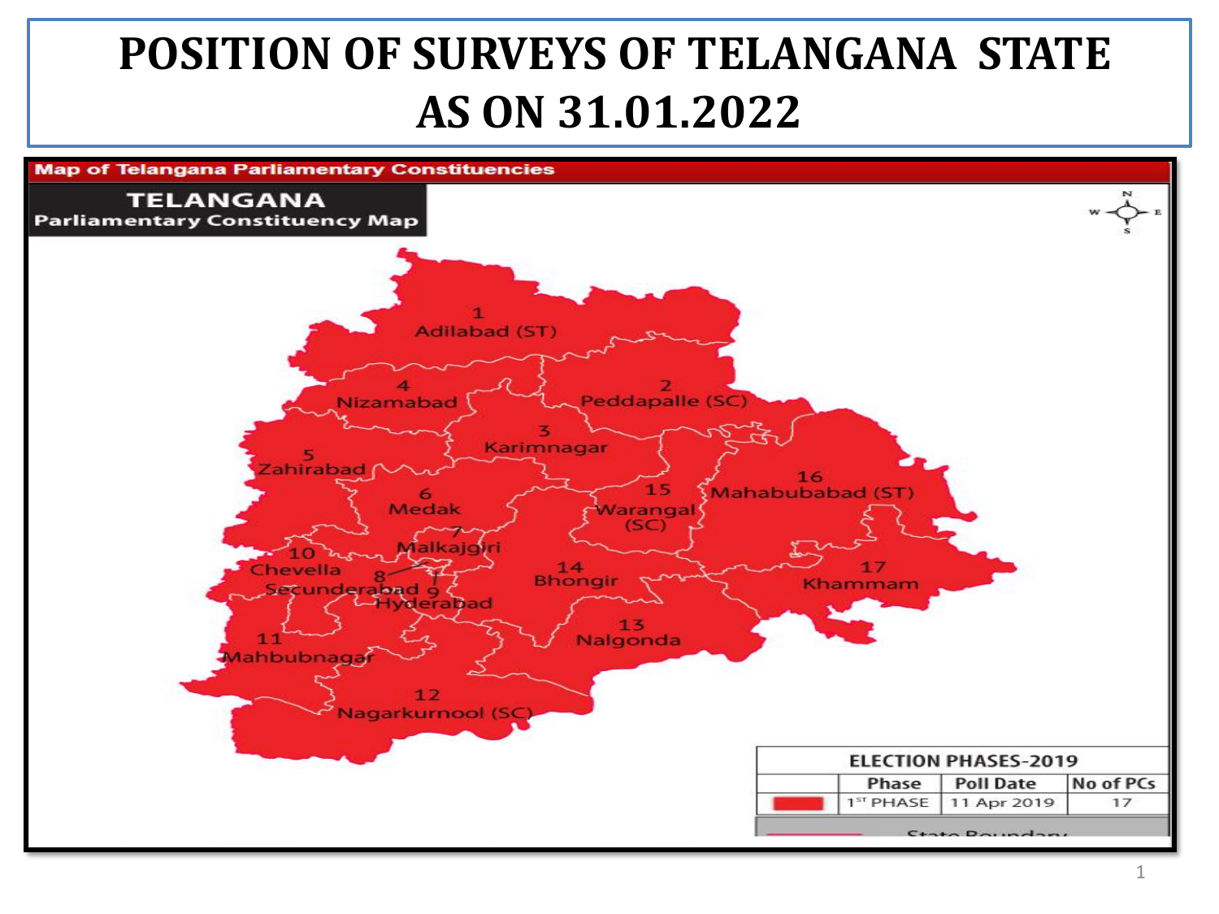# POSITION OF SURVEYS OF TELANGANA STATE AS ON 31.01.2022

Map of Telangana Parliamentary Constituencies

**TELANGANA**
**Parliamentary Constituency Map**

1 Adilabad (ST)
2 Peddapalle (SC)
3 Karimnagar
4 Nizamabad
5 Zahirabad
6 Medak
7 Malkajgiri
8 Secunderabad
9 Hyderabad
10 Chevella
11 Mahbubnagar
12 Nagarkurnool (SC)
13 Nalgonda
14 Bhongir
15 Warangal (SC)
16 Mahabubabad (ST)
17 Khammam

| ELECTION PHASES-2019 | | | |
|---|---|---|---|
| | Phase | Poll Date | No of PCs |
| | 1ST PHASE | 11 Apr 2019 | 17 |

State Boundary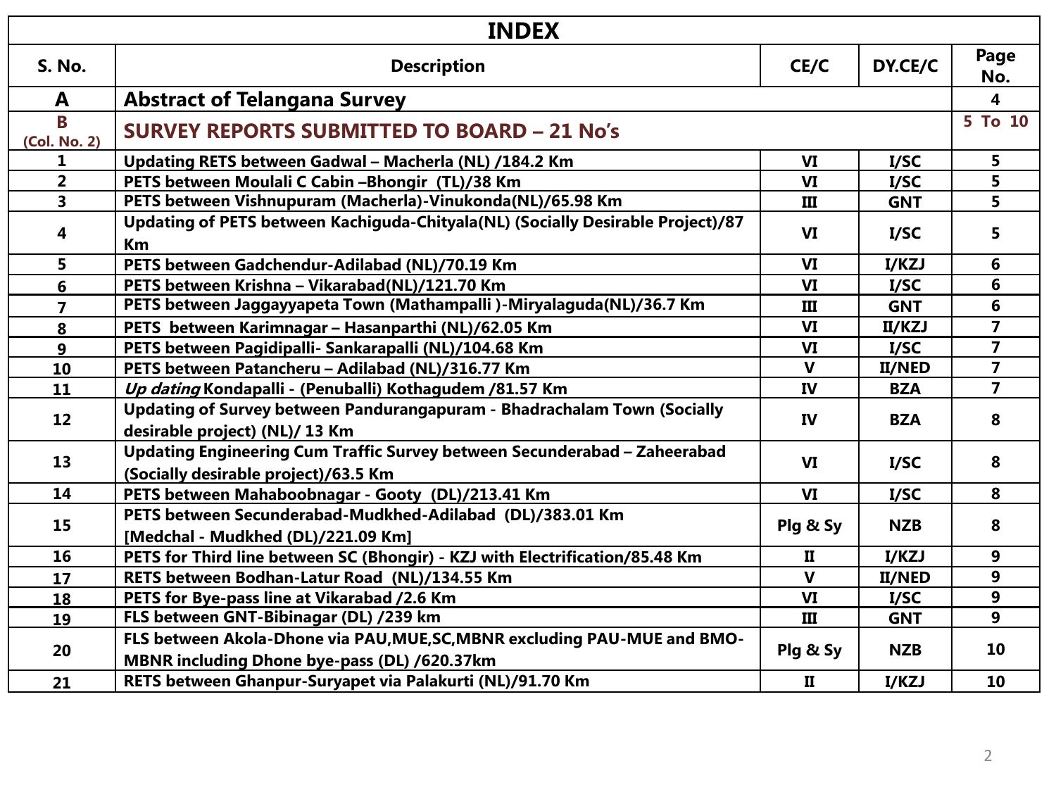| INDEX | | | | |
|---|---|---|---|---|
| **S. No.** | **Description** | **CE/C** | **DY.CE/C** | **Page No.** |
| **A** | **Abstract of Telangana Survey** | | | **4** |
| **B (Col. No. 2)** | **SURVEY REPORTS SUBMITTED TO BOARD – 21 No's** | | | **5 To 10** |
| 1 | Updating RETS between Gadwal – Macherla (NL) /184.2 Km | VI | I/SC | 5 |
| 2 | PETS between Moulali C Cabin –Bhongir (TL)/38 Km | VI | I/SC | 5 |
| 3 | PETS between Vishnupuram (Macherla)-Vinukonda(NL)/65.98 Km | III | GNT | 5 |
| 4 | Updating of PETS between Kachiguda-Chityala(NL) (Socially Desirable Project)/87 Km | VI | I/SC | 5 |
| 5 | PETS between Gadchendur-Adilabad (NL)/70.19 Km | VI | I/KZJ | 6 |
| 6 | PETS between Krishna – Vikarabad(NL)/121.70 Km | VI | I/SC | 6 |
| 7 | PETS between Jaggayyapeta Town (Mathampalli )-Miryalaguda(NL)/36.7 Km | III | GNT | 6 |
| 8 | PETS between Karimnagar – Hasanparthi (NL)/62.05 Km | VI | II/KZJ | 7 |
| 9 | PETS between Pagidipalli- Sankarapalli (NL)/104.68 Km | VI | I/SC | 7 |
| 10 | PETS between Patancheru – Adilabad (NL)/316.77 Km | V | II/NED | 7 |
| 11 | *Up dating* Kondapalli - (Penuballi) Kothagudem /81.57 Km | IV | BZA | 7 |
| 12 | Updating of Survey between Pandurangapuram - Bhadrachalam Town (Socially desirable project) (NL)/ 13 Km | IV | BZA | 8 |
| 13 | Updating Engineering Cum Traffic Survey between Secunderabad – Zaheerabad (Socially desirable project)/63.5 Km | VI | I/SC | 8 |
| 14 | PETS between Mahaboobnagar - Gooty (DL)/213.41 Km | VI | I/SC | 8 |
| 15 | PETS between Secunderabad-Mudkhed-Adilabad (DL)/383.01 Km [Medchal - Mudkhed (DL)/221.09 Km] | Plg & Sy | NZB | 8 |
| 16 | PETS for Third line between SC (Bhongir) - KZJ with Electrification/85.48 Km | II | I/KZJ | 9 |
| 17 | RETS between Bodhan-Latur Road (NL)/134.55 Km | V | II/NED | 9 |
| 18 | PETS for Bye-pass line at Vikarabad /2.6 Km | VI | I/SC | 9 |
| 19 | FLS between GNT-Bibinagar (DL) /239 km | III | GNT | 9 |
| 20 | FLS between Akola-Dhone via PAU,MUE,SC,MBNR excluding PAU-MUE and BMO-MBNR including Dhone bye-pass (DL) /620.37km | Plg & Sy | NZB | 10 |
| 21 | RETS between Ghanpur-Suryapet via Palakurti (NL)/91.70 Km | II | I/KZJ | 10 |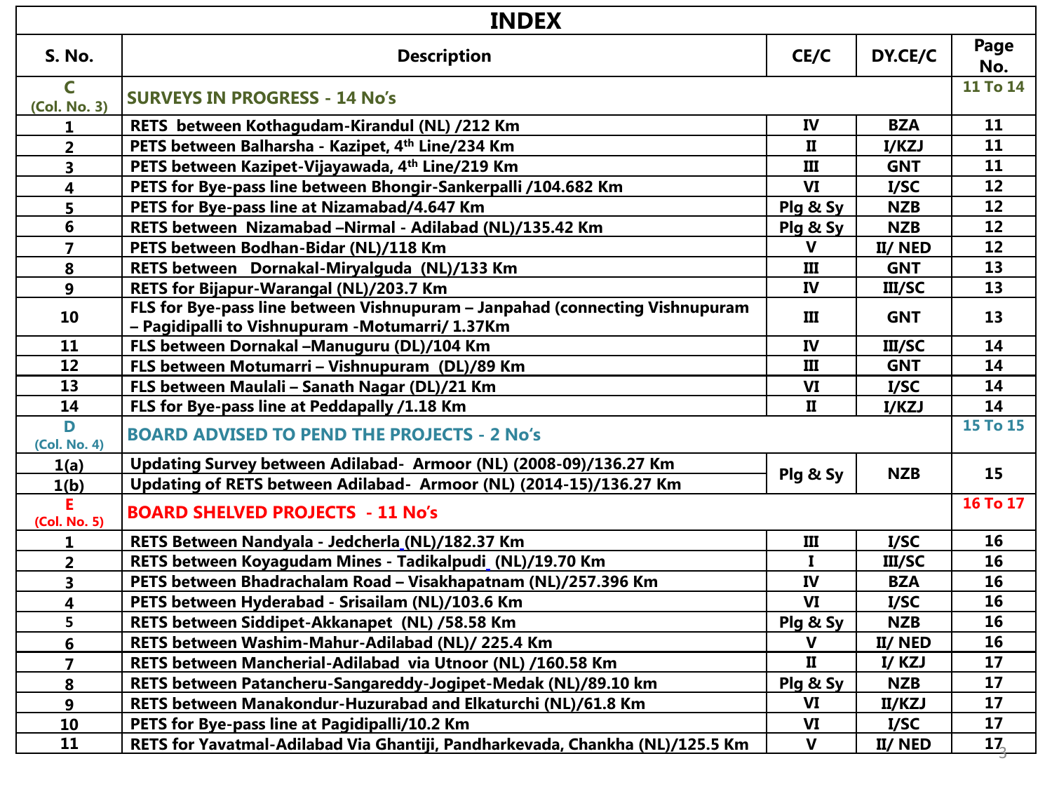# INDEX

| S. No. | Description | CE/C | DY.CE/C | Page No. |
|---|---|---|---|---|
| **C** (Col. No. 3) | **SURVEYS IN PROGRESS - 14 No's** | | | **11 To 14** |
| 1 | RETS between Kothagudam-Kirandul (NL) /212 Km | IV | BZA | 11 |
| 2 | PETS between Balharsha - Kazipet, 4th Line/234 Km | II | I/KZJ | 11 |
| 3 | PETS between Kazipet-Vijayawada, 4th Line/219 Km | III | GNT | 11 |
| 4 | PETS for Bye-pass line between Bhongir-Sankerpalli /104.682 Km | VI | I/SC | 12 |
| 5 | PETS for Bye-pass line at Nizamabad/4.647 Km | Plg & Sy | NZB | 12 |
| 6 | RETS between Nizamabad –Nirmal - Adilabad (NL)/135.42 Km | Plg & Sy | NZB | 12 |
| 7 | PETS between Bodhan-Bidar (NL)/118 Km | V | II/ NED | 12 |
| 8 | RETS between Dornakal-Miryalguda (NL)/133 Km | III | GNT | 13 |
| 9 | RETS for Bijapur-Warangal (NL)/203.7 Km | IV | III/SC | 13 |
| 10 | FLS for Bye-pass line between Vishnupuram – Janpahad (connecting Vishnupuram – Pagidipalli to Vishnupuram -Motumarri/ 1.37Km | III | GNT | 13 |
| 11 | FLS between Dornakal –Manuguru (DL)/104 Km | IV | III/SC | 14 |
| 12 | FLS between Motumarri – Vishnupuram (DL)/89 Km | III | GNT | 14 |
| 13 | FLS between Maulali – Sanath Nagar (DL)/21 Km | VI | I/SC | 14 |
| 14 | FLS for Bye-pass line at Peddapally /1.18 Km | II | I/KZJ | 14 |
| **D** (Col. No. 4) | **BOARD ADVISED TO PEND THE PROJECTS - 2 No's** | | | **15 To 15** |
| 1(a) | Updating Survey between Adilabad- Armoor (NL) (2008-09)/136.27 Km | Plg & Sy | NZB | 15 |
| 1(b) | Updating of RETS between Adilabad- Armoor (NL) (2014-15)/136.27 Km | | | |
| **E** (Col. No. 5) | **BOARD SHELVED PROJECTS - 11 No's** | | | **16 To 17** |
| 1 | RETS Between Nandyala - Jedcherla (NL)/182.37 Km | III | I/SC | 16 |
| 2 | RETS between Koyagudam Mines - Tadikalpudi (NL)/19.70 Km | I | III/SC | 16 |
| 3 | PETS between Bhadrachalam Road – Visakhapatnam (NL)/257.396 Km | IV | BZA | 16 |
| 4 | PETS between Hyderabad - Srisailam (NL)/103.6 Km | VI | I/SC | 16 |
| 5 | RETS between Siddipet-Akkanapet (NL) /58.58 Km | Plg & Sy | NZB | 16 |
| 6 | RETS between Washim-Mahur-Adilabad (NL)/ 225.4 Km | V | II/ NED | 16 |
| 7 | RETS between Mancherial-Adilabad via Utnoor (NL) /160.58 Km | II | I/ KZJ | 17 |
| 8 | RETS between Patancheru-Sangareddy-Jogipet-Medak (NL)/89.10 km | Plg & Sy | NZB | 17 |
| 9 | RETS between Manakondur-Huzurabad and Elkaturchi (NL)/61.8 Km | VI | II/KZJ | 17 |
| 10 | PETS for Bye-pass line at Pagidipalli/10.2 Km | VI | I/SC | 17 |
| 11 | RETS for Yavatmal-Adilabad Via Ghantiji, Pandharkevada, Chankha (NL)/125.5 Km | V | II/ NED | 17 |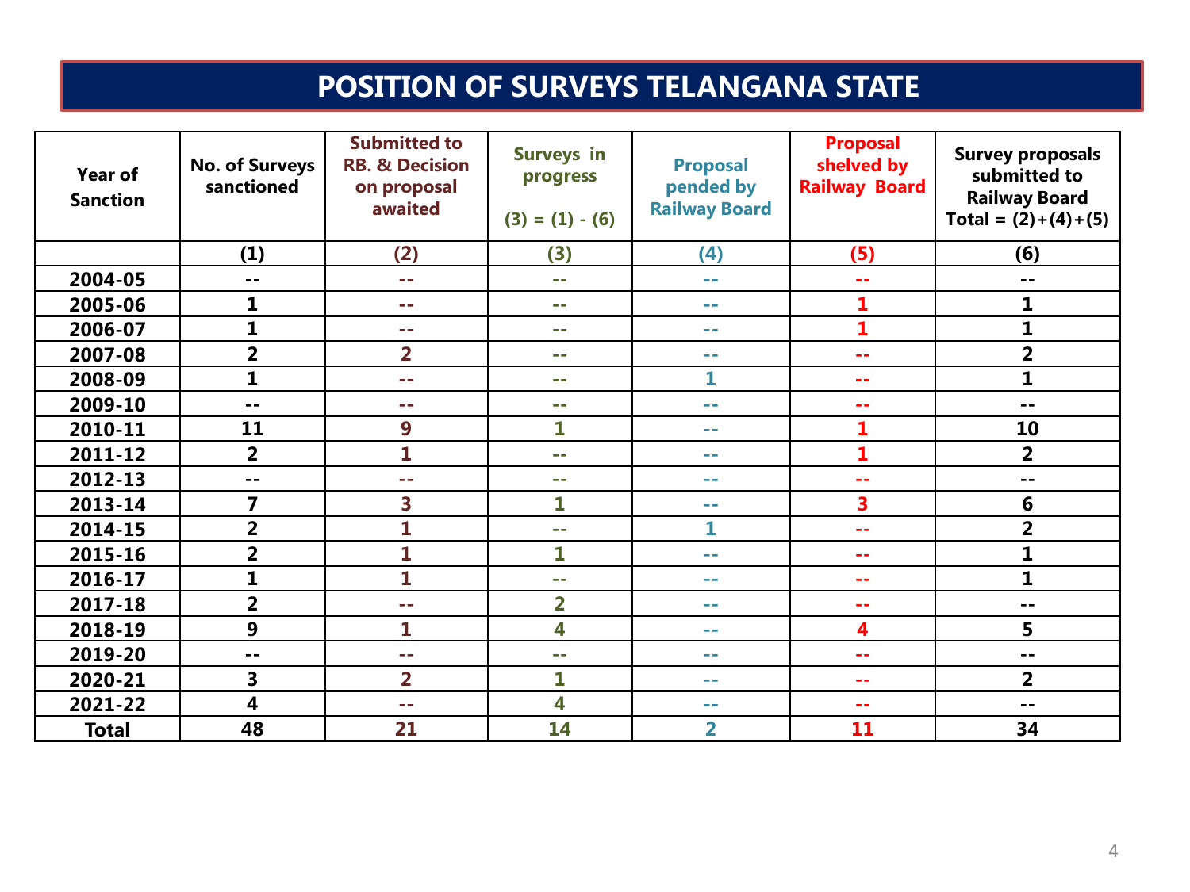# POSITION OF SURVEYS TELANGANA STATE

| Year of Sanction | No. of Surveys sanctioned | Submitted to RB. & Decision on proposal awaited | Surveys in progress (3) = (1) - (6) | Proposal pended by Railway Board | Proposal shelved by Railway Board | Survey proposals submitted to Railway Board Total = (2)+(4)+(5) |
|---|---|---|---|---|---|---|
| | (1) | (2) | (3) | (4) | (5) | (6) |
| 2004-05 | -- | -- | -- | -- | -- | -- |
| 2005-06 | 1 | -- | -- | -- | 1 | 1 |
| 2006-07 | 1 | -- | -- | -- | 1 | 1 |
| 2007-08 | 2 | 2 | -- | -- | -- | 2 |
| 2008-09 | 1 | -- | -- | 1 | -- | 1 |
| 2009-10 | -- | -- | -- | -- | -- | -- |
| 2010-11 | 11 | 9 | 1 | -- | 1 | 10 |
| 2011-12 | 2 | 1 | -- | -- | 1 | 2 |
| 2012-13 | -- | -- | -- | -- | -- | -- |
| 2013-14 | 7 | 3 | 1 | -- | 3 | 6 |
| 2014-15 | 2 | 1 | -- | 1 | -- | 2 |
| 2015-16 | 2 | 1 | 1 | -- | -- | 1 |
| 2016-17 | 1 | 1 | -- | -- | -- | 1 |
| 2017-18 | 2 | -- | 2 | -- | -- | -- |
| 2018-19 | 9 | 1 | 4 | -- | 4 | 5 |
| 2019-20 | -- | -- | -- | -- | -- | -- |
| 2020-21 | 3 | 2 | 1 | -- | -- | 2 |
| 2021-22 | 4 | -- | 4 | -- | -- | -- |
| **Total** | **48** | **21** | **14** | **2** | **11** | **34** |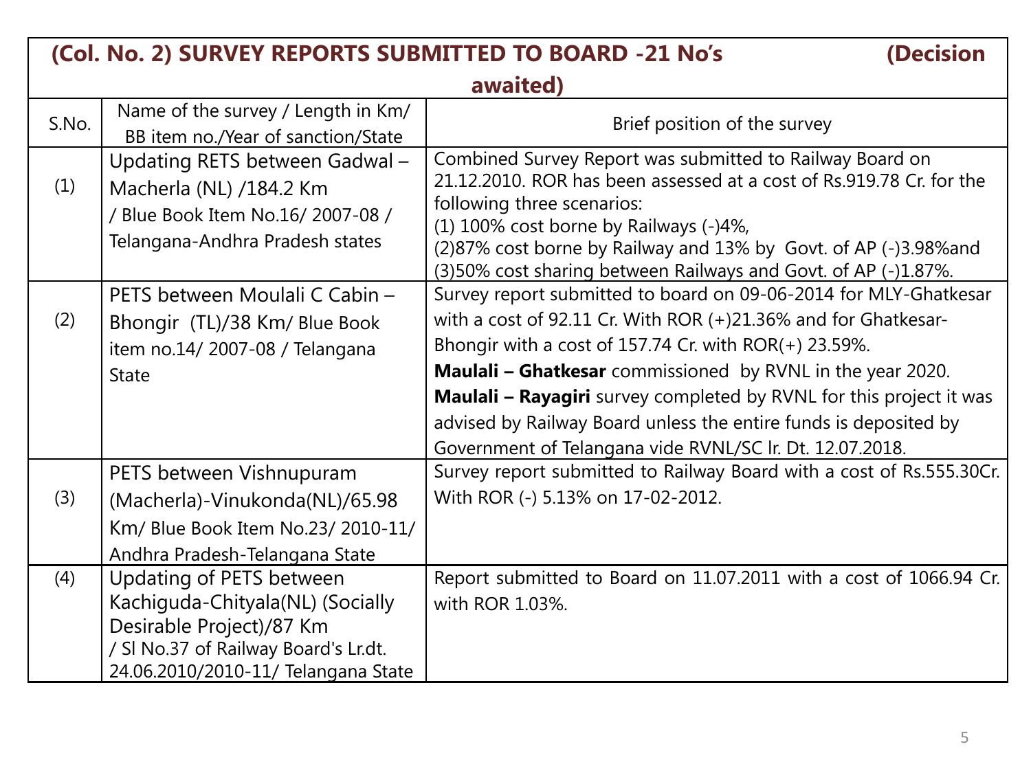| (Col. No. 2) SURVEY REPORTS SUBMITTED TO BOARD -21 No's (Decision awaited) | | |
|---|---|---|
| S.No. | Name of the survey / Length in Km/ BB item no./Year of sanction/State | Brief position of the survey |
| (1) | Updating RETS between Gadwal – Macherla (NL) /184.2 Km / Blue Book Item No.16/ 2007-08 / Telangana-Andhra Pradesh states | Combined Survey Report was submitted to Railway Board on 21.12.2010. ROR has been assessed at a cost of Rs.919.78 Cr. for the following three scenarios:<br>(1) 100% cost borne by Railways (-)4%,<br>(2)87% cost borne by Railway and 13% by Govt. of AP (-)3.98%and<br>(3)50% cost sharing between Railways and Govt. of AP (-)1.87%. |
| (2) | PETS between Moulali C Cabin – Bhongir (TL)/38 Km/ Blue Book item no.14/ 2007-08 / Telangana State | Survey report submitted to board on 09-06-2014 for MLY-Ghatkesar with a cost of 92.11 Cr. With ROR (+)21.36% and for Ghatkesar-Bhongir with a cost of 157.74 Cr. with ROR(+) 23.59%.<br>**Maulali – Ghatkesar** commissioned by RVNL in the year 2020.<br>**Maulali – Rayagiri** survey completed by RVNL for this project it was advised by Railway Board unless the entire funds is deposited by Government of Telangana vide RVNL/SC lr. Dt. 12.07.2018. |
| (3) | PETS between Vishnupuram (Macherla)-Vinukonda(NL)/65.98 Km/ Blue Book Item No.23/ 2010-11/ Andhra Pradesh-Telangana State | Survey report submitted to Railway Board with a cost of Rs.555.30Cr. With ROR (-) 5.13% on 17-02-2012. |
| (4) | Updating of PETS between Kachiguda-Chityala(NL) (Socially Desirable Project)/87 Km / Sl No.37 of Railway Board's Lr.dt. 24.06.2010/2010-11/ Telangana State | Report submitted to Board on 11.07.2011 with a cost of 1066.94 Cr. with ROR 1.03%. |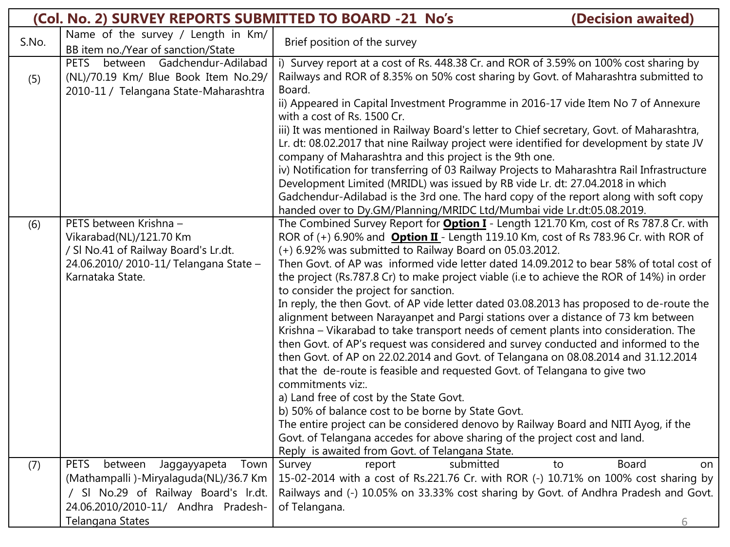**(Col. No. 2) SURVEY REPORTS SUBMITTED TO BOARD -21 No's (Decision awaited)**

| S.No. | Name of the survey / Length in Km/ BB item no./Year of sanction/State | Brief position of the survey |
|---|---|---|
| (5) | PETS between Gadchendur-Adilabad (NL)/70.19 Km/ Blue Book Item No.29/ 2010-11 / Telangana State-Maharashtra | i) Survey report at a cost of Rs. 448.38 Cr. and ROR of 3.59% on 100% cost sharing by Railways and ROR of 8.35% on 50% cost sharing by Govt. of Maharashtra submitted to Board.<br>ii) Appeared in Capital Investment Programme in 2016-17 vide Item No 7 of Annexure with a cost of Rs. 1500 Cr.<br>iii) It was mentioned in Railway Board's letter to Chief secretary, Govt. of Maharashtra, Lr. dt: 08.02.2017 that nine Railway project were identified for development by state JV company of Maharashtra and this project is the 9th one.<br>iv) Notification for transferring of 03 Railway Projects to Maharashtra Rail Infrastructure Development Limited (MRIDL) was issued by RB vide Lr. dt: 27.04.2018 in which Gadchendur-Adilabad is the 3rd one. The hard copy of the report along with soft copy handed over to Dy.GM/Planning/MRIDC Ltd/Mumbai vide Lr.dt:05.08.2019. |
| (6) | PETS between Krishna – Vikarabad(NL)/121.70 Km / Sl No.41 of Railway Board's Lr.dt. 24.06.2010/ 2010-11/ Telangana State – Karnataka State. | The Combined Survey Report for <u>**Option I**</u> - Length 121.70 Km, cost of Rs 787.8 Cr. with ROR of (+) 6.90% and <u>**Option II**</u> - Length 119.10 Km, cost of Rs 783.96 Cr. with ROR of (+) 6.92% was submitted to Railway Board on 05.03.2012.<br>Then Govt. of AP was informed vide letter dated 14.09.2012 to bear 58% of total cost of the project (Rs.787.8 Cr) to make project viable (i.e to achieve the ROR of 14%) in order to consider the project for sanction.<br>In reply, the then Govt. of AP vide letter dated 03.08.2013 has proposed to de-route the alignment between Narayanpet and Pargi stations over a distance of 73 km between Krishna – Vikarabad to take transport needs of cement plants into consideration. The then Govt. of AP's request was considered and survey conducted and informed to the then Govt. of AP on 22.02.2014 and Govt. of Telangana on 08.08.2014 and 31.12.2014 that the de-route is feasible and requested Govt. of Telangana to give two commitments viz:.<br>a) Land free of cost by the State Govt.<br>b) 50% of balance cost to be borne by State Govt.<br>The entire project can be considered denovo by Railway Board and NITI Ayog, if the Govt. of Telangana accedes for above sharing of the project cost and land.<br>Reply is awaited from Govt. of Telangana State. |
| (7) | PETS between Jaggayyapeta Town (Mathampalli )-Miryalaguda(NL)/36.7 Km / Sl No.29 of Railway Board's lr.dt. 24.06.2010/2010-11/ Andhra Pradesh-Telangana States | Survey report submitted to Board on 15-02-2014 with a cost of Rs.221.76 Cr. with ROR (-) 10.71% on 100% cost sharing by Railways and (-) 10.05% on 33.33% cost sharing by Govt. of Andhra Pradesh and Govt. of Telangana. |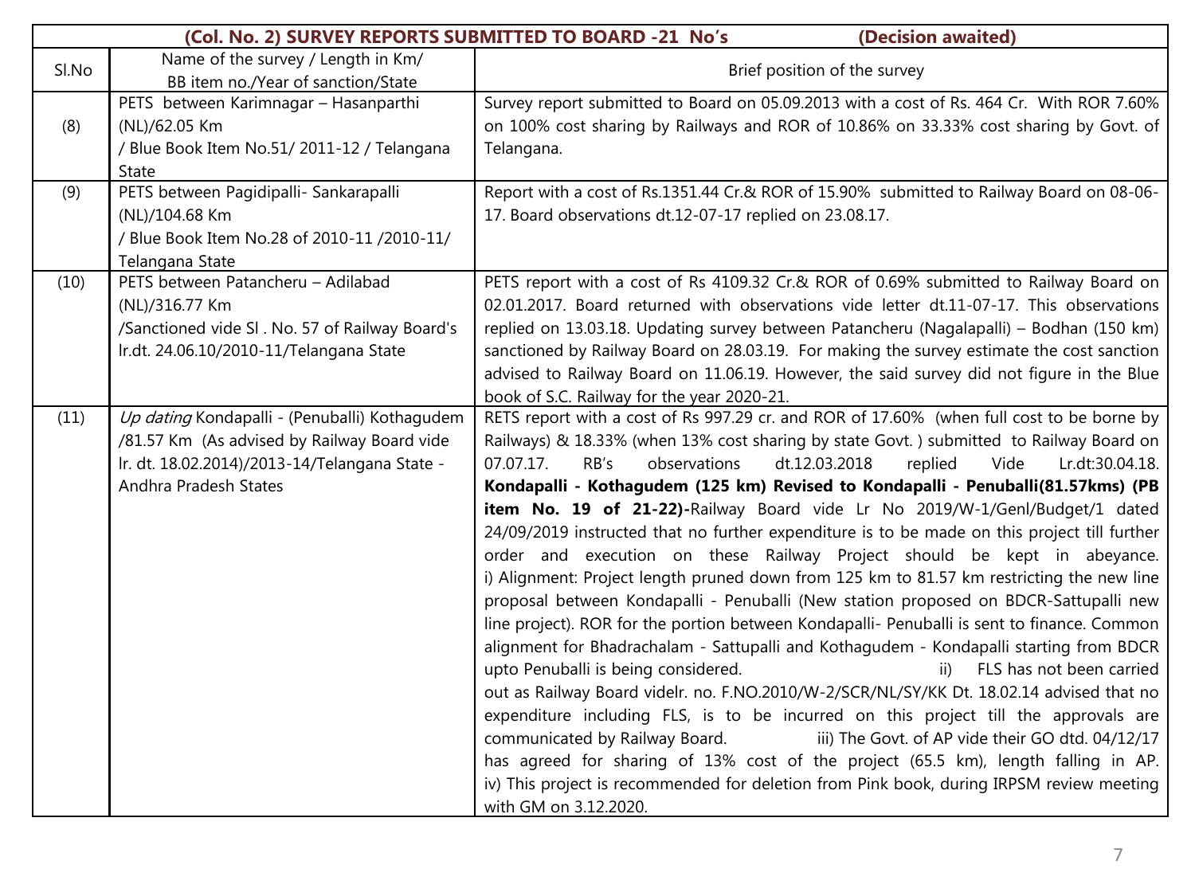| (Col. No. 2) SURVEY REPORTS SUBMITTED TO BOARD -21 No's (Decision awaited) | | |
|---|---|---|
| Sl.No | Name of the survey / Length in Km/ BB item no./Year of sanction/State | Brief position of the survey |
| (8) | PETS between Karimnagar – Hasanparthi (NL)/62.05 Km / Blue Book Item No.51/ 2011-12 / Telangana State | Survey report submitted to Board on 05.09.2013 with a cost of Rs. 464 Cr. With ROR 7.60% on 100% cost sharing by Railways and ROR of 10.86% on 33.33% cost sharing by Govt. of Telangana. |
| (9) | PETS between Pagidipalli- Sankarapalli (NL)/104.68 Km / Blue Book Item No.28 of 2010-11 /2010-11/ Telangana State | Report with a cost of Rs.1351.44 Cr.& ROR of 15.90% submitted to Railway Board on 08-06-17. Board observations dt.12-07-17 replied on 23.08.17. |
| (10) | PETS between Patancheru – Adilabad (NL)/316.77 Km /Sanctioned vide Sl . No. 57 of Railway Board's lr.dt. 24.06.10/2010-11/Telangana State | PETS report with a cost of Rs 4109.32 Cr.& ROR of 0.69% submitted to Railway Board on 02.01.2017. Board returned with observations vide letter dt.11-07-17. This observations replied on 13.03.18. Updating survey between Patancheru (Nagalapalli) – Bodhan (150 km) sanctioned by Railway Board on 28.03.19. For making the survey estimate the cost sanction advised to Railway Board on 11.06.19. However, the said survey did not figure in the Blue book of S.C. Railway for the year 2020-21. |
| (11) | *Up dating* Kondapalli - (Penuballi) Kothagudem /81.57 Km (As advised by Railway Board vide lr. dt. 18.02.2014)/2013-14/Telangana State - Andhra Pradesh States | RETS report with a cost of Rs 997.29 cr. and ROR of 17.60% (when full cost to be borne by Railways) & 18.33% (when 13% cost sharing by state Govt. ) submitted to Railway Board on 07.07.17. RB's observations dt.12.03.2018 replied Vide Lr.dt:30.04.18. **Kondapalli - Kothagudem (125 km) Revised to Kondapalli - Penuballi(81.57kms) (PB item No. 19 of 21-22)-**Railway Board vide Lr No 2019/W-1/Genl/Budget/1 dated 24/09/2019 instructed that no further expenditure is to be made on this project till further order and execution on these Railway Project should be kept in abeyance. i) Alignment: Project length pruned down from 125 km to 81.57 km restricting the new line proposal between Kondapalli - Penuballi (New station proposed on BDCR-Sattupalli new line project). ROR for the portion between Kondapalli- Penuballi is sent to finance. Common alignment for Bhadrachalam - Sattupalli and Kothagudem - Kondapalli starting from BDCR upto Penuballi is being considered. ii) FLS has not been carried out as Railway Board videlr. no. F.NO.2010/W-2/SCR/NL/SY/KK Dt. 18.02.14 advised that no expenditure including FLS, is to be incurred on this project till the approvals are communicated by Railway Board. iii) The Govt. of AP vide their GO dtd. 04/12/17 has agreed for sharing of 13% cost of the project (65.5 km), length falling in AP. iv) This project is recommended for deletion from Pink book, during IRPSM review meeting with GM on 3.12.2020. |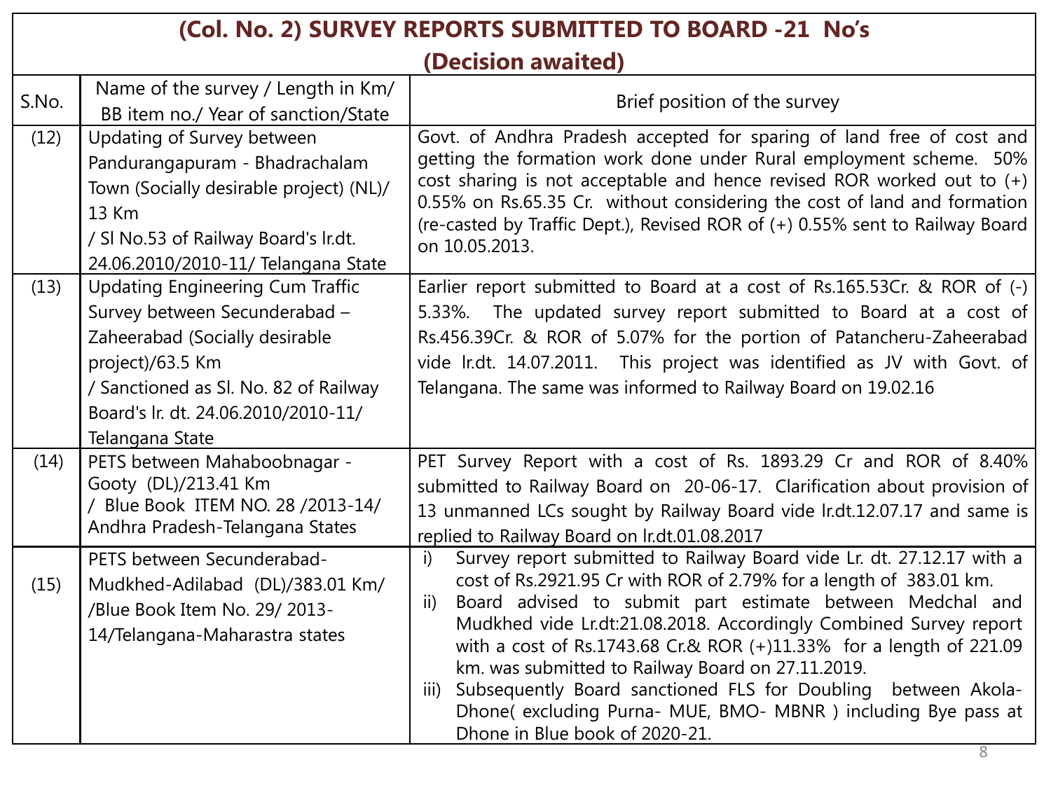| (Col. No. 2) SURVEY REPORTS SUBMITTED TO BOARD -21 No's (Decision awaited) | | |
|---|---|---|
| S.No. | Name of the survey / Length in Km/ BB item no./ Year of sanction/State | Brief position of the survey |
| (12) | Updating of Survey between Pandurangapuram - Bhadrachalam Town (Socially desirable project) (NL)/ 13 Km / Sl No.53 of Railway Board's lr.dt. 24.06.2010/2010-11/ Telangana State | Govt. of Andhra Pradesh accepted for sparing of land free of cost and getting the formation work done under Rural employment scheme. 50% cost sharing is not acceptable and hence revised ROR worked out to (+) 0.55% on Rs.65.35 Cr. without considering the cost of land and formation (re-casted by Traffic Dept.), Revised ROR of (+) 0.55% sent to Railway Board on 10.05.2013. |
| (13) | Updating Engineering Cum Traffic Survey between Secunderabad – Zaheerabad (Socially desirable project)/63.5 Km / Sanctioned as Sl. No. 82 of Railway Board's lr. dt. 24.06.2010/2010-11/ Telangana State | Earlier report submitted to Board at a cost of Rs.165.53Cr. & ROR of (-) 5.33%. The updated survey report submitted to Board at a cost of Rs.456.39Cr. & ROR of 5.07% for the portion of Patancheru-Zaheerabad vide lr.dt. 14.07.2011. This project was identified as JV with Govt. of Telangana. The same was informed to Railway Board on 19.02.16 |
| (14) | PETS between Mahaboobnagar - Gooty (DL)/213.41 Km / Blue Book ITEM NO. 28 /2013-14/ Andhra Pradesh-Telangana States | PET Survey Report with a cost of Rs. 1893.29 Cr and ROR of 8.40% submitted to Railway Board on 20-06-17. Clarification about provision of 13 unmanned LCs sought by Railway Board vide lr.dt.12.07.17 and same is replied to Railway Board on lr.dt.01.08.2017 |
| (15) | PETS between Secunderabad-Mudkhed-Adilabad (DL)/383.01 Km/ /Blue Book Item No. 29/ 2013-14/Telangana-Maharastra states | i) Survey report submitted to Railway Board vide Lr. dt. 27.12.17 with a cost of Rs.2921.95 Cr with ROR of 2.79% for a length of 383.01 km.<br>ii) Board advised to submit part estimate between Medchal and Mudkhed vide Lr.dt:21.08.2018. Accordingly Combined Survey report with a cost of Rs.1743.68 Cr.& ROR (+)11.33% for a length of 221.09 km. was submitted to Railway Board on 27.11.2019.<br>iii) Subsequently Board sanctioned FLS for Doubling between Akola-Dhone( excluding Purna- MUE, BMO- MBNR ) including Bye pass at Dhone in Blue book of 2020-21. |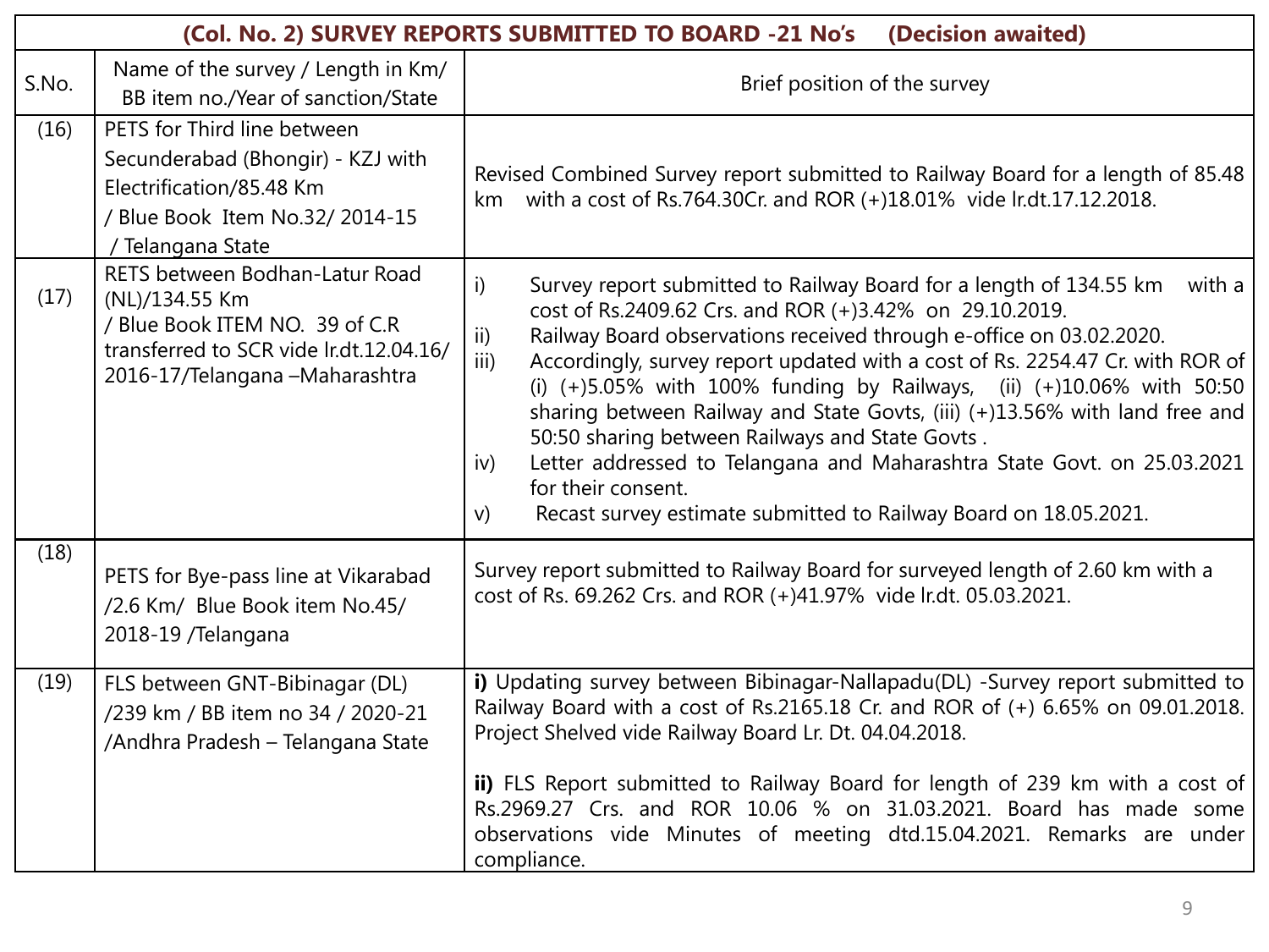## (Col. No. 2) SURVEY REPORTS SUBMITTED TO BOARD -21 No's (Decision awaited)

| S.No. | Name of the survey / Length in Km/ BB item no./Year of sanction/State | Brief position of the survey |
|---|---|---|
| (16) | PETS for Third line between Secunderabad (Bhongir) - KZJ with Electrification/85.48 Km / Blue Book Item No.32/ 2014-15 / Telangana State | Revised Combined Survey report submitted to Railway Board for a length of 85.48 km with a cost of Rs.764.30Cr. and ROR (+)18.01% vide lr.dt.17.12.2018. |
| (17) | RETS between Bodhan-Latur Road (NL)/134.55 Km / Blue Book ITEM NO. 39 of C.R transferred to SCR vide lr.dt.12.04.16/ 2016-17/Telangana –Maharashtra | i) Survey report submitted to Railway Board for a length of 134.55 km with a cost of Rs.2409.62 Crs. and ROR (+)3.42% on 29.10.2019.<br>ii) Railway Board observations received through e-office on 03.02.2020.<br>iii) Accordingly, survey report updated with a cost of Rs. 2254.47 Cr. with ROR of (i) (+)5.05% with 100% funding by Railways, (ii) (+)10.06% with 50:50 sharing between Railway and State Govts, (iii) (+)13.56% with land free and 50:50 sharing between Railways and State Govts .<br>iv) Letter addressed to Telangana and Maharashtra State Govt. on 25.03.2021 for their consent.<br>v) Recast survey estimate submitted to Railway Board on 18.05.2021. |
| (18) | PETS for Bye-pass line at Vikarabad /2.6 Km/ Blue Book item No.45/ 2018-19 /Telangana | Survey report submitted to Railway Board for surveyed length of 2.60 km with a cost of Rs. 69.262 Crs. and ROR (+)41.97% vide lr.dt. 05.03.2021. |
| (19) | FLS between GNT-Bibinagar (DL) /239 km / BB item no 34 / 2020-21 /Andhra Pradesh – Telangana State | **i)** Updating survey between Bibinagar-Nallapadu(DL) -Survey report submitted to Railway Board with a cost of Rs.2165.18 Cr. and ROR of (+) 6.65% on 09.01.2018. Project Shelved vide Railway Board Lr. Dt. 04.04.2018.<br><br>**ii)** FLS Report submitted to Railway Board for length of 239 km with a cost of Rs.2969.27 Crs. and ROR 10.06 % on 31.03.2021. Board has made some observations vide Minutes of meeting dtd.15.04.2021. Remarks are under compliance. |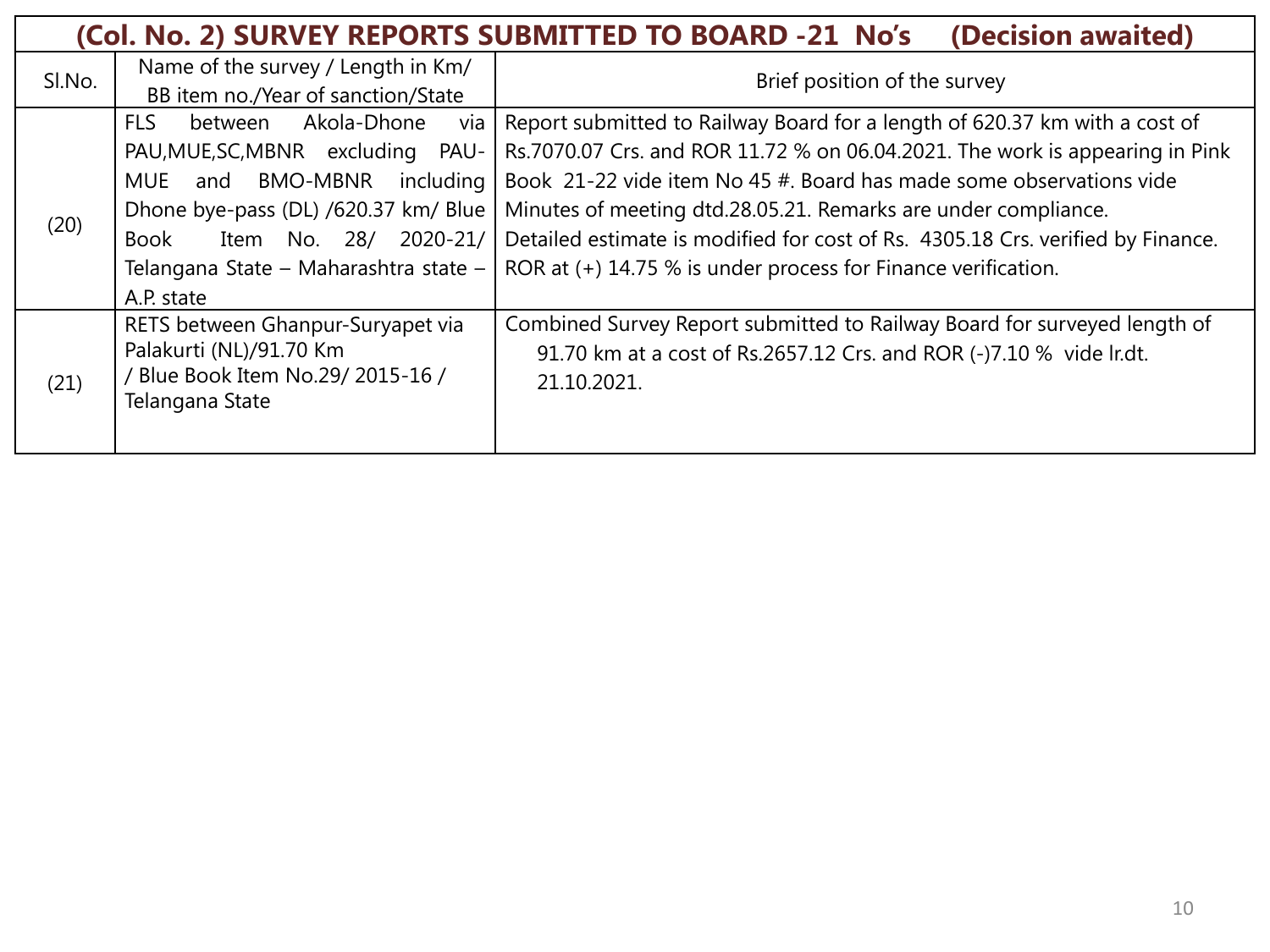## (Col. No. 2) SURVEY REPORTS SUBMITTED TO BOARD -21 No's (Decision awaited)

| Sl.No. | Name of the survey / Length in Km/ BB item no./Year of sanction/State | Brief position of the survey |
|---|---|---|
| (20) | FLS between Akola-Dhone via PAU,MUE,SC,MBNR excluding PAU-MUE and BMO-MBNR including Dhone bye-pass (DL) /620.37 km/ Blue Book Item No. 28/ 2020-21/ Telangana State – Maharashtra state – A.P. state | Report submitted to Railway Board for a length of 620.37 km with a cost of Rs.7070.07 Crs. and ROR 11.72 % on 06.04.2021. The work is appearing in Pink Book 21-22 vide item No 45 #. Board has made some observations vide Minutes of meeting dtd.28.05.21. Remarks are under compliance.<br>Detailed estimate is modified for cost of Rs. 4305.18 Crs. verified by Finance. ROR at (+) 14.75 % is under process for Finance verification. |
| (21) | RETS between Ghanpur-Suryapet via Palakurti (NL)/91.70 Km / Blue Book Item No.29/ 2015-16 / Telangana State | Combined Survey Report submitted to Railway Board for surveyed length of 91.70 km at a cost of Rs.2657.12 Crs. and ROR (-)7.10 % vide lr.dt. 21.10.2021. |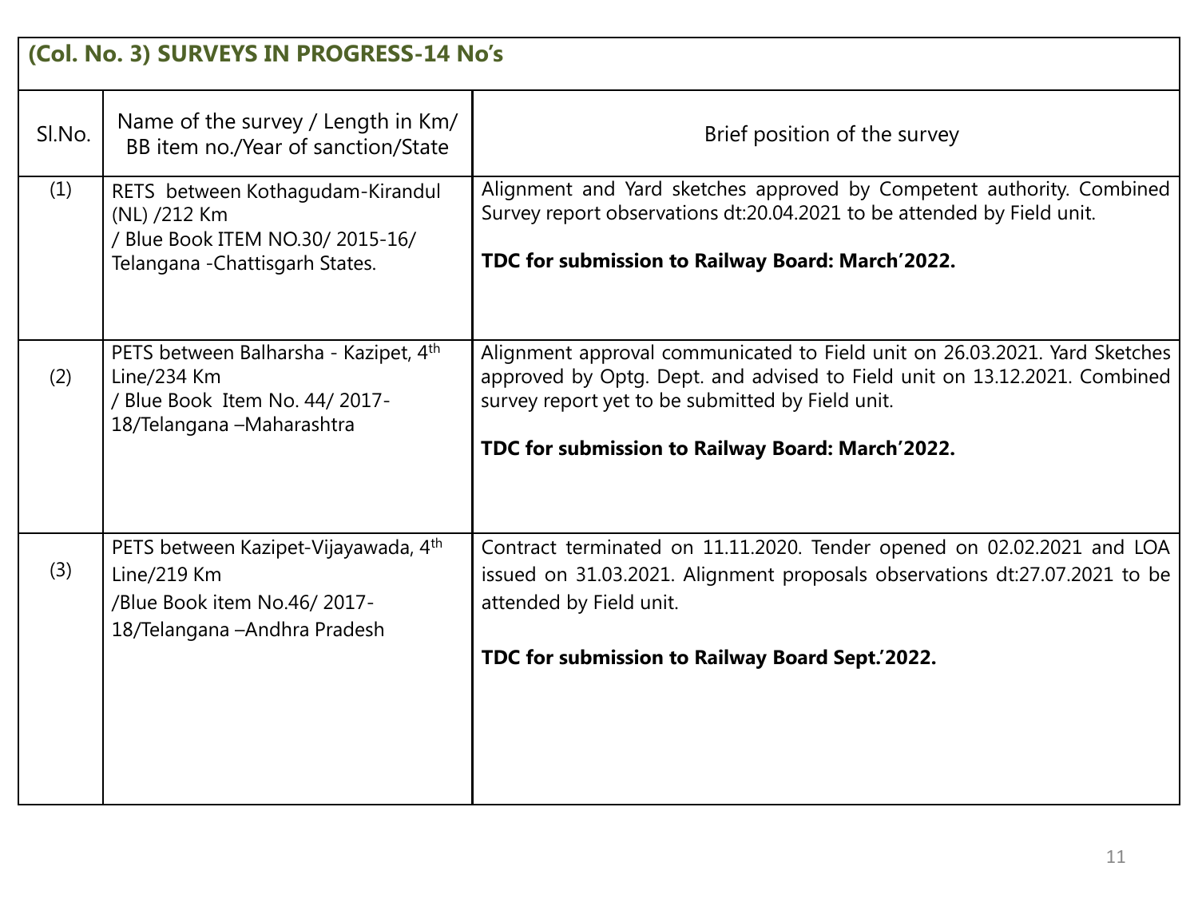## (Col. No. 3) SURVEYS IN PROGRESS-14 No's

| Sl.No. | Name of the survey / Length in Km/ BB item no./Year of sanction/State | Brief position of the survey |
|---|---|---|
| (1) | RETS between Kothagudam-Kirandul (NL) /212 Km / Blue Book ITEM NO.30/ 2015-16/ Telangana -Chattisgarh States. | Alignment and Yard sketches approved by Competent authority. Combined Survey report observations dt:20.04.2021 to be attended by Field unit.<br><br>**TDC for submission to Railway Board: March'2022.** |
| (2) | PETS between Balharsha - Kazipet, 4th Line/234 Km / Blue Book Item No. 44/ 2017-18/Telangana –Maharashtra | Alignment approval communicated to Field unit on 26.03.2021. Yard Sketches approved by Optg. Dept. and advised to Field unit on 13.12.2021. Combined survey report yet to be submitted by Field unit.<br><br>**TDC for submission to Railway Board: March'2022.** |
| (3) | PETS between Kazipet-Vijayawada, 4th Line/219 Km /Blue Book item No.46/ 2017-18/Telangana –Andhra Pradesh | Contract terminated on 11.11.2020. Tender opened on 02.02.2021 and LOA issued on 31.03.2021. Alignment proposals observations dt:27.07.2021 to be attended by Field unit.<br><br>**TDC for submission to Railway Board Sept.'2022.** |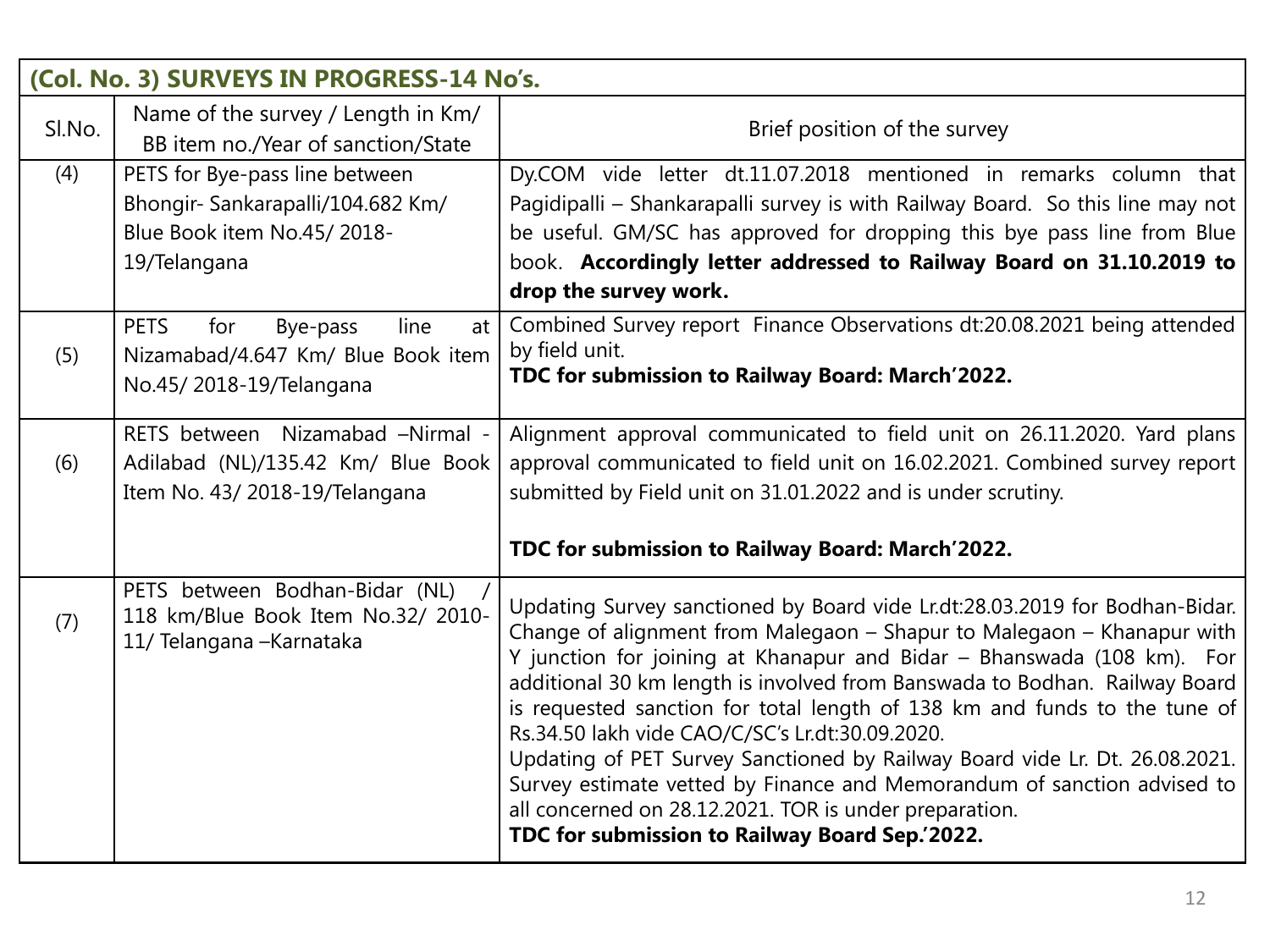| (Col. No. 3) SURVEYS IN PROGRESS-14 No's. | | |
|---|---|---|
| Sl.No. | Name of the survey / Length in Km/ BB item no./Year of sanction/State | Brief position of the survey |
| (4) | PETS for Bye-pass line between Bhongir- Sankarapalli/104.682 Km/ Blue Book item No.45/ 2018-19/Telangana | Dy.COM vide letter dt.11.07.2018 mentioned in remarks column that Pagidipalli – Shankarapalli survey is with Railway Board. So this line may not be useful. GM/SC has approved for dropping this bye pass line from Blue book. **Accordingly letter addressed to Railway Board on 31.10.2019 to drop the survey work.** |
| (5) | PETS for Bye-pass line at Nizamabad/4.647 Km/ Blue Book item No.45/ 2018-19/Telangana | Combined Survey report Finance Observations dt:20.08.2021 being attended by field unit. **TDC for submission to Railway Board: March'2022.** |
| (6) | RETS between Nizamabad –Nirmal - Adilabad (NL)/135.42 Km/ Blue Book Item No. 43/ 2018-19/Telangana | Alignment approval communicated to field unit on 26.11.2020. Yard plans approval communicated to field unit on 16.02.2021. Combined survey report submitted by Field unit on 31.01.2022 and is under scrutiny. **TDC for submission to Railway Board: March'2022.** |
| (7) | PETS between Bodhan-Bidar (NL) / 118 km/Blue Book Item No.32/ 2010-11/ Telangana –Karnataka | Updating Survey sanctioned by Board vide Lr.dt:28.03.2019 for Bodhan-Bidar. Change of alignment from Malegaon – Shapur to Malegaon – Khanapur with Y junction for joining at Khanapur and Bidar – Bhanswada (108 km). For additional 30 km length is involved from Banswada to Bodhan. Railway Board is requested sanction for total length of 138 km and funds to the tune of Rs.34.50 lakh vide CAO/C/SC's Lr.dt:30.09.2020. Updating of PET Survey Sanctioned by Railway Board vide Lr. Dt. 26.08.2021. Survey estimate vetted by Finance and Memorandum of sanction advised to all concerned on 28.12.2021. TOR is under preparation. **TDC for submission to Railway Board Sep.'2022.** |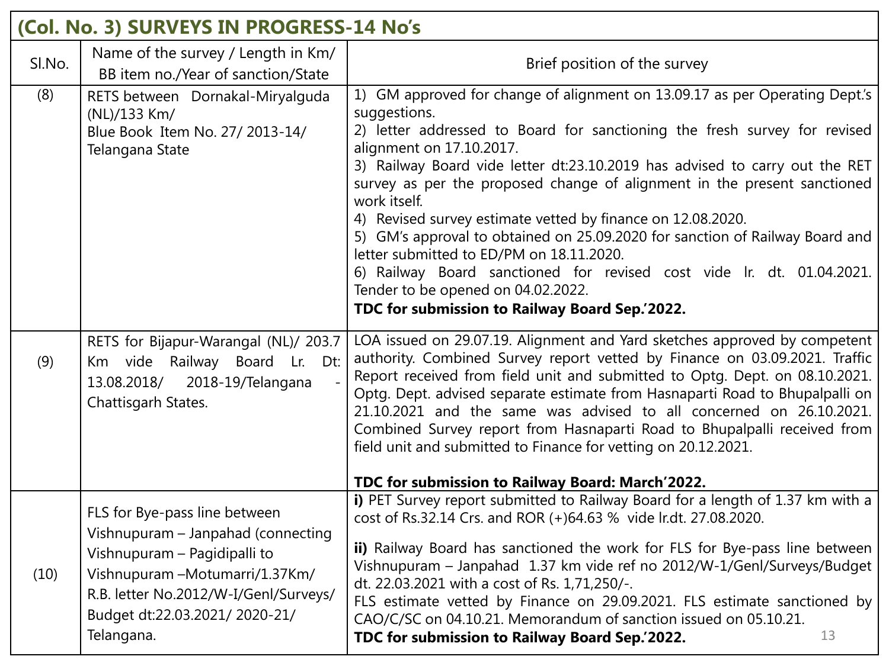## (Col. No. 3) SURVEYS IN PROGRESS-14 No's

| Sl.No. | Name of the survey / Length in Km/ BB item no./Year of sanction/State | Brief position of the survey |
|---|---|---|
| (8) | RETS between Dornakal-Miryalguda (NL)/133 Km/ Blue Book Item No. 27/ 2013-14/ Telangana State | 1) GM approved for change of alignment on 13.09.17 as per Operating Dept.'s suggestions.<br>2) letter addressed to Board for sanctioning the fresh survey for revised alignment on 17.10.2017.<br>3) Railway Board vide letter dt:23.10.2019 has advised to carry out the RET survey as per the proposed change of alignment in the present sanctioned work itself.<br>4) Revised survey estimate vetted by finance on 12.08.2020.<br>5) GM's approval to obtained on 25.09.2020 for sanction of Railway Board and letter submitted to ED/PM on 18.11.2020.<br>6) Railway Board sanctioned for revised cost vide lr. dt. 01.04.2021. Tender to be opened on 04.02.2022.<br>**TDC for submission to Railway Board Sep.'2022.** |
| (9) | RETS for Bijapur-Warangal (NL)/ 203.7 Km vide Railway Board Lr. Dt: 13.08.2018/ 2018-19/Telangana - Chattisgarh States. | LOA issued on 29.07.19. Alignment and Yard sketches approved by competent authority. Combined Survey report vetted by Finance on 03.09.2021. Traffic Report received from field unit and submitted to Optg. Dept. on 08.10.2021. Optg. Dept. advised separate estimate from Hasnaparti Road to Bhupalpalli on 21.10.2021 and the same was advised to all concerned on 26.10.2021. Combined Survey report from Hasnaparti Road to Bhupalpalli received from field unit and submitted to Finance for vetting on 20.12.2021.<br><br>**TDC for submission to Railway Board: March'2022.** |
| (10) | FLS for Bye-pass line between Vishnupuram – Janpahad (connecting Vishnupuram – Pagidipalli to Vishnupuram –Motumarri/1.37Km/ R.B. letter No.2012/W-I/Genl/Surveys/ Budget dt:22.03.2021/ 2020-21/ Telangana. | **i)** PET Survey report submitted to Railway Board for a length of 1.37 km with a cost of Rs.32.14 Crs. and ROR (+)64.63 % vide lr.dt. 27.08.2020.<br><br>**ii)** Railway Board has sanctioned the work for FLS for Bye-pass line between Vishnupuram – Janpahad 1.37 km vide ref no 2012/W-1/Genl/Surveys/Budget dt. 22.03.2021 with a cost of Rs. 1,71,250/-.<br>FLS estimate vetted by Finance on 29.09.2021. FLS estimate sanctioned by CAO/C/SC on 04.10.21. Memorandum of sanction issued on 05.10.21.<br>**TDC for submission to Railway Board Sep.'2022.** |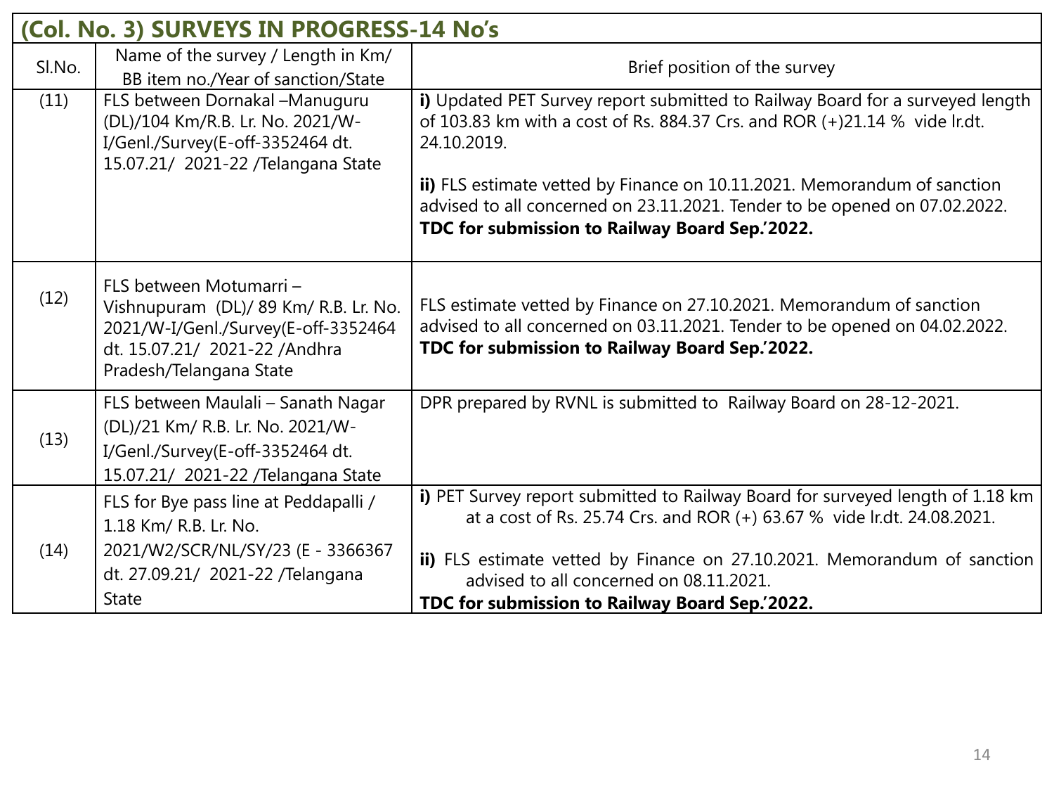## (Col. No. 3) SURVEYS IN PROGRESS-14 No's

| Sl.No. | Name of the survey / Length in Km/ BB item no./Year of sanction/State | Brief position of the survey |
|---|---|---|
| (11) | FLS between Dornakal –Manuguru (DL)/104 Km/R.B. Lr. No. 2021/W-I/Genl./Survey(E-off-3352464 dt. 15.07.21/ 2021-22 /Telangana State | **i)** Updated PET Survey report submitted to Railway Board for a surveyed length of 103.83 km with a cost of Rs. 884.37 Crs. and ROR (+)21.14 % vide lr.dt. 24.10.2019.<br><br>**ii)** FLS estimate vetted by Finance on 10.11.2021. Memorandum of sanction advised to all concerned on 23.11.2021. Tender to be opened on 07.02.2022. **TDC for submission to Railway Board Sep.'2022.** |
| (12) | FLS between Motumarri – Vishnupuram (DL)/ 89 Km/ R.B. Lr. No. 2021/W-I/Genl./Survey(E-off-3352464 dt. 15.07.21/ 2021-22 /Andhra Pradesh/Telangana State | FLS estimate vetted by Finance on 27.10.2021. Memorandum of sanction advised to all concerned on 03.11.2021. Tender to be opened on 04.02.2022. **TDC for submission to Railway Board Sep.'2022.** |
| (13) | FLS between Maulali – Sanath Nagar (DL)/21 Km/ R.B. Lr. No. 2021/W-I/Genl./Survey(E-off-3352464 dt. 15.07.21/ 2021-22 /Telangana State | DPR prepared by RVNL is submitted to Railway Board on 28-12-2021. |
| (14) | FLS for Bye pass line at Peddapalli / 1.18 Km/ R.B. Lr. No. 2021/W2/SCR/NL/SY/23 (E - 3366367 dt. 27.09.21/ 2021-22 /Telangana State | **i)** PET Survey report submitted to Railway Board for surveyed length of 1.18 km at a cost of Rs. 25.74 Crs. and ROR (+) 63.67 % vide lr.dt. 24.08.2021.<br><br>**ii)** FLS estimate vetted by Finance on 27.10.2021. Memorandum of sanction advised to all concerned on 08.11.2021.<br>**TDC for submission to Railway Board Sep.'2022.** |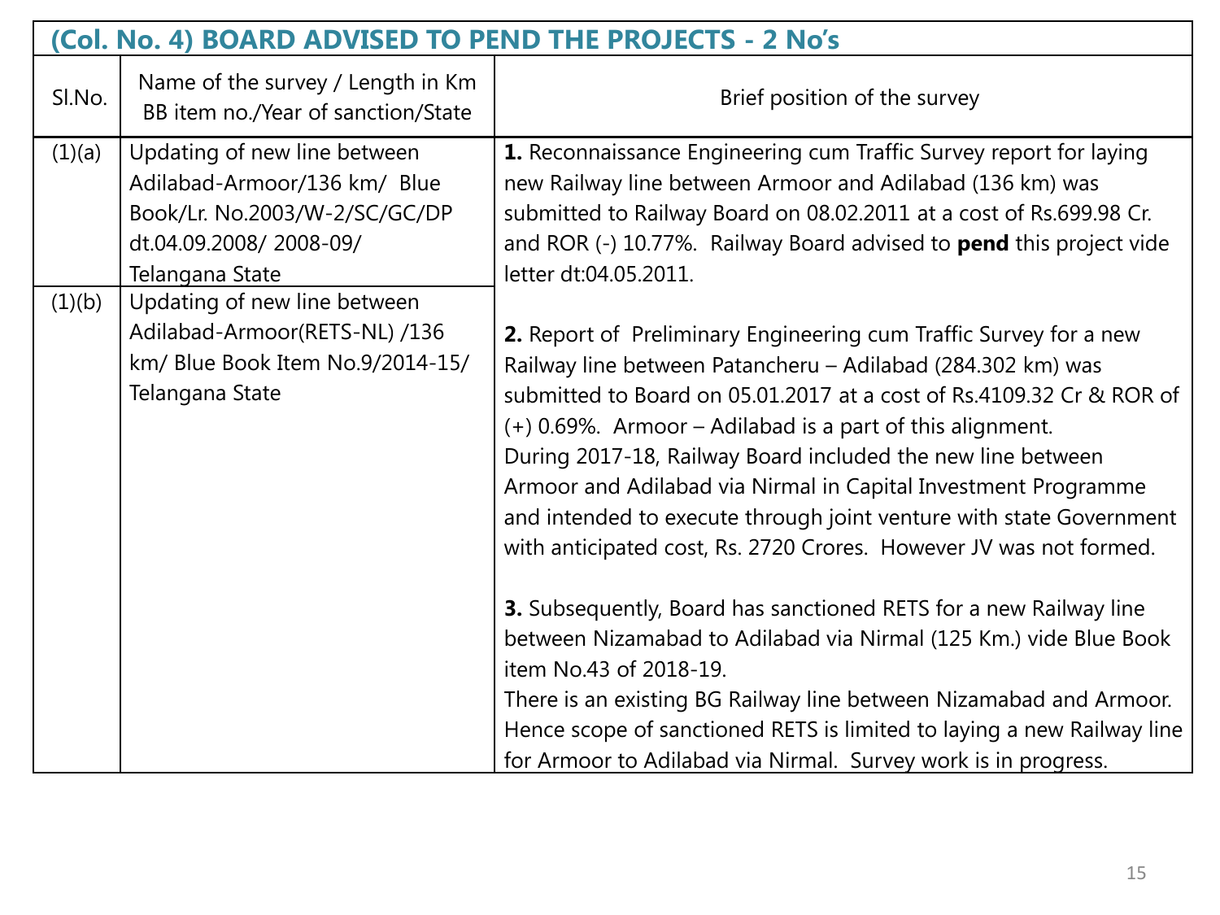## (Col. No. 4) BOARD ADVISED TO PEND THE PROJECTS - 2 No's

| Sl.No. | Name of the survey / Length in Km BB item no./Year of sanction/State | Brief position of the survey |
|---|---|---|
| (1)(a) | Updating of new line between Adilabad-Armoor/136 km/ Blue Book/Lr. No.2003/W-2/SC/GC/DP dt.04.09.2008/ 2008-09/ Telangana State | **1.** Reconnaissance Engineering cum Traffic Survey report for laying new Railway line between Armoor and Adilabad (136 km) was submitted to Railway Board on 08.02.2011 at a cost of Rs.699.98 Cr. and ROR (-) 10.77%. Railway Board advised to **pend** this project vide letter dt:04.05.2011.<br><br>**2.** Report of Preliminary Engineering cum Traffic Survey for a new Railway line between Patancheru – Adilabad (284.302 km) was submitted to Board on 05.01.2017 at a cost of Rs.4109.32 Cr & ROR of (+) 0.69%. Armoor – Adilabad is a part of this alignment.<br>During 2017-18, Railway Board included the new line between Armoor and Adilabad via Nirmal in Capital Investment Programme and intended to execute through joint venture with state Government with anticipated cost, Rs. 2720 Crores. However JV was not formed.<br><br>**3.** Subsequently, Board has sanctioned RETS for a new Railway line between Nizamabad to Adilabad via Nirmal (125 Km.) vide Blue Book item No.43 of 2018-19.<br>There is an existing BG Railway line between Nizamabad and Armoor. Hence scope of sanctioned RETS is limited to laying a new Railway line for Armoor to Adilabad via Nirmal. Survey work is in progress. |
| (1)(b) | Updating of new line between Adilabad-Armoor(RETS-NL) /136 km/ Blue Book Item No.9/2014-15/ Telangana State | |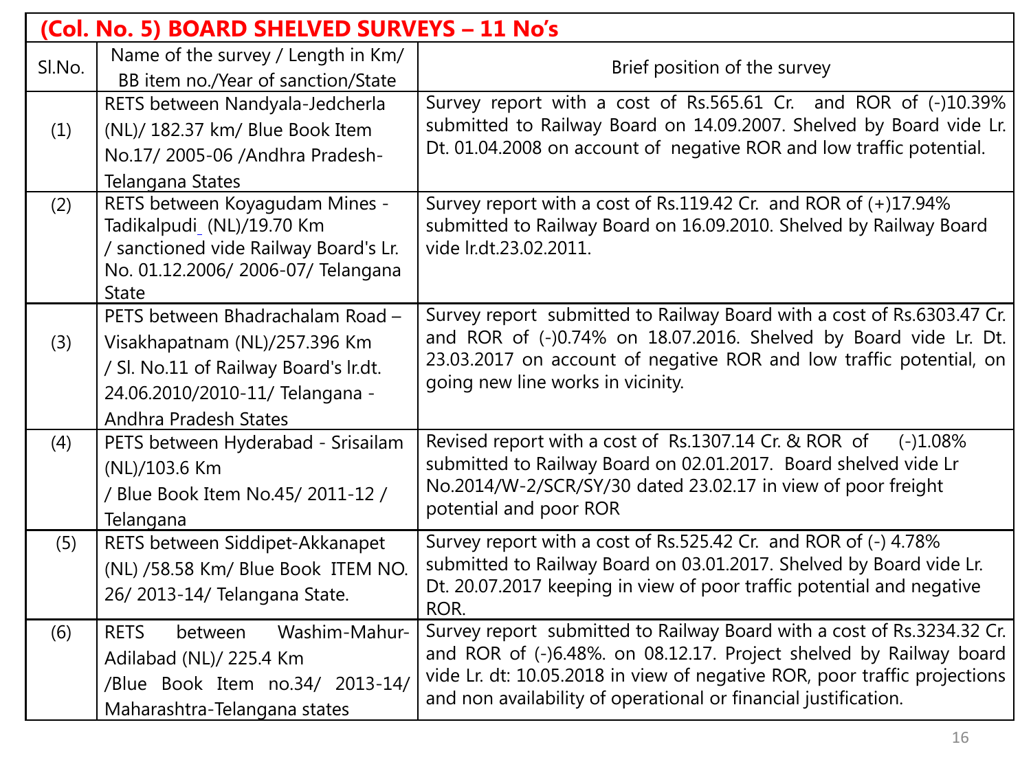## (Col. No. 5) BOARD SHELVED SURVEYS – 11 No's

| Sl.No. | Name of the survey / Length in Km/ BB item no./Year of sanction/State | Brief position of the survey |
|---|---|---|
| (1) | RETS between Nandyala-Jedcherla (NL)/ 182.37 km/ Blue Book Item No.17/ 2005-06 /Andhra Pradesh-Telangana States | Survey report with a cost of Rs.565.61 Cr. and ROR of (-)10.39% submitted to Railway Board on 14.09.2007. Shelved by Board vide Lr. Dt. 01.04.2008 on account of negative ROR and low traffic potential. |
| (2) | RETS between Koyagudam Mines - Tadikalpudi_ (NL)/19.70 Km / sanctioned vide Railway Board's Lr. No. 01.12.2006/ 2006-07/ Telangana State | Survey report with a cost of Rs.119.42 Cr. and ROR of (+)17.94% submitted to Railway Board on 16.09.2010. Shelved by Railway Board vide lr.dt.23.02.2011. |
| (3) | PETS between Bhadrachalam Road – Visakhapatnam (NL)/257.396 Km / Sl. No.11 of Railway Board's lr.dt. 24.06.2010/2010-11/ Telangana - Andhra Pradesh States | Survey report submitted to Railway Board with a cost of Rs.6303.47 Cr. and ROR of (-)0.74% on 18.07.2016. Shelved by Board vide Lr. Dt. 23.03.2017 on account of negative ROR and low traffic potential, on going new line works in vicinity. |
| (4) | PETS between Hyderabad - Srisailam (NL)/103.6 Km / Blue Book Item No.45/ 2011-12 / Telangana | Revised report with a cost of Rs.1307.14 Cr. & ROR of (-)1.08% submitted to Railway Board on 02.01.2017. Board shelved vide Lr No.2014/W-2/SCR/SY/30 dated 23.02.17 in view of poor freight potential and poor ROR |
| (5) | RETS between Siddipet-Akkanapet (NL) /58.58 Km/ Blue Book ITEM NO. 26/ 2013-14/ Telangana State. | Survey report with a cost of Rs.525.42 Cr. and ROR of (-) 4.78% submitted to Railway Board on 03.01.2017. Shelved by Board vide Lr. Dt. 20.07.2017 keeping in view of poor traffic potential and negative ROR. |
| (6) | RETS between Washim-Mahur-Adilabad (NL)/ 225.4 Km /Blue Book Item no.34/ 2013-14/ Maharashtra-Telangana states | Survey report submitted to Railway Board with a cost of Rs.3234.32 Cr. and ROR of (-)6.48%. on 08.12.17. Project shelved by Railway board vide Lr. dt: 10.05.2018 in view of negative ROR, poor traffic projections and non availability of operational or financial justification. |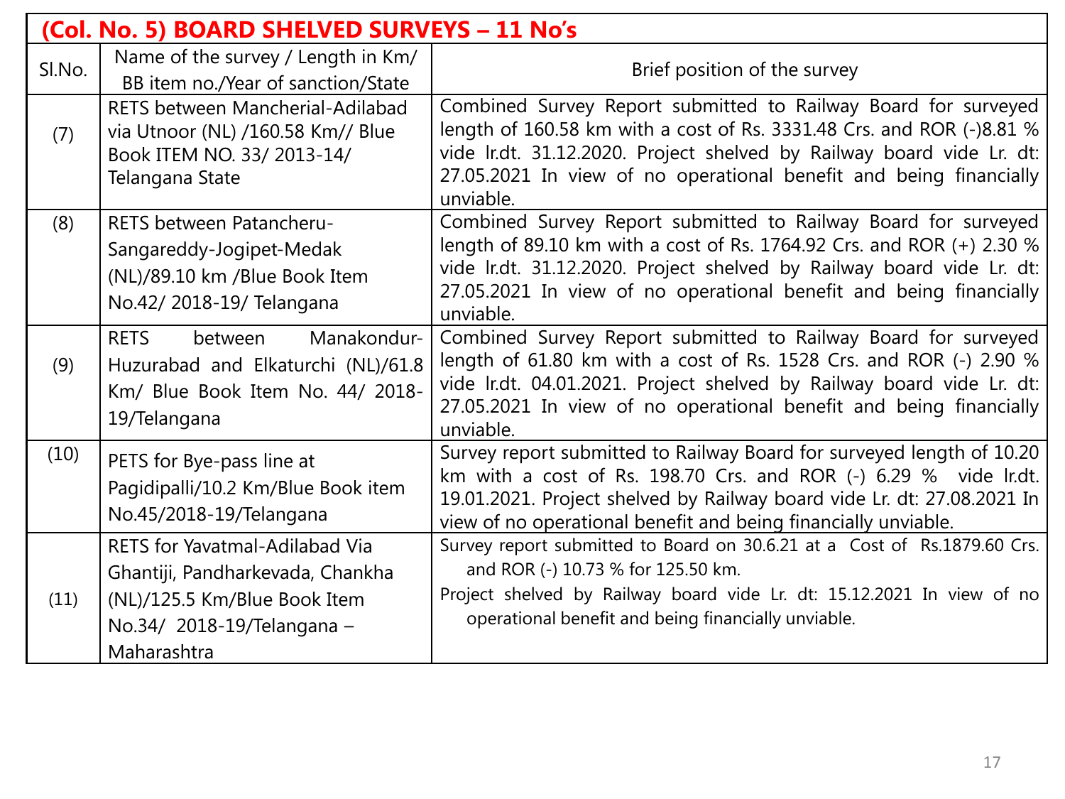## (Col. No. 5) BOARD SHELVED SURVEYS – 11 No's

| Sl.No. | Name of the survey / Length in Km/ BB item no./Year of sanction/State | Brief position of the survey |
|---|---|---|
| (7) | RETS between Mancherial-Adilabad via Utnoor (NL) /160.58 Km// Blue Book ITEM NO. 33/ 2013-14/ Telangana State | Combined Survey Report submitted to Railway Board for surveyed length of 160.58 km with a cost of Rs. 3331.48 Crs. and ROR (-)8.81 % vide lr.dt. 31.12.2020. Project shelved by Railway board vide Lr. dt: 27.05.2021 In view of no operational benefit and being financially unviable. |
| (8) | RETS between Patancheru-Sangareddy-Jogipet-Medak (NL)/89.10 km /Blue Book Item No.42/ 2018-19/ Telangana | Combined Survey Report submitted to Railway Board for surveyed length of 89.10 km with a cost of Rs. 1764.92 Crs. and ROR (+) 2.30 % vide lr.dt. 31.12.2020. Project shelved by Railway board vide Lr. dt: 27.05.2021 In view of no operational benefit and being financially unviable. |
| (9) | RETS between Manakondur-Huzurabad and Elkaturchi (NL)/61.8 Km/ Blue Book Item No. 44/ 2018-19/Telangana | Combined Survey Report submitted to Railway Board for surveyed length of 61.80 km with a cost of Rs. 1528 Crs. and ROR (-) 2.90 % vide lr.dt. 04.01.2021. Project shelved by Railway board vide Lr. dt: 27.05.2021 In view of no operational benefit and being financially unviable. |
| (10) | PETS for Bye-pass line at Pagidipalli/10.2 Km/Blue Book item No.45/2018-19/Telangana | Survey report submitted to Railway Board for surveyed length of 10.20 km with a cost of Rs. 198.70 Crs. and ROR (-) 6.29 % vide lr.dt. 19.01.2021. Project shelved by Railway board vide Lr. dt: 27.08.2021 In view of no operational benefit and being financially unviable. |
| (11) | RETS for Yavatmal-Adilabad Via Ghantiji, Pandharkevada, Chankha (NL)/125.5 Km/Blue Book Item No.34/ 2018-19/Telangana – Maharashtra | Survey report submitted to Board on 30.6.21 at a Cost of Rs.1879.60 Crs. and ROR (-) 10.73 % for 125.50 km.<br>Project shelved by Railway board vide Lr. dt: 15.12.2021 In view of no operational benefit and being financially unviable. |